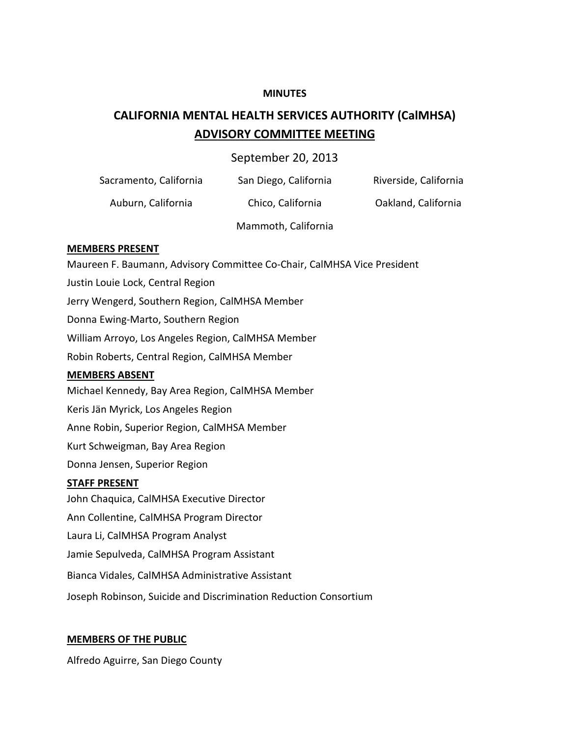**MINUTES**

# CALIFORNIA MENTAL HEALTH SERVICES AUTHORITY (CalMHSA)

## ADVISORY COMMITTEE MEETING

September 20, 2013

Sacramento, California    San Diego, California    Riverside, California

Auburn, California    Chico, California    Oakland, California

Mammoth, California

### MEMBERS PRESENT

Maureen F. Baumann, Advisory Committee Co-Chair, CalMHSA Vice President

Justin Louie Lock, Central Region

Jerry Wengerd, Southern Region, CalMHSA Member

Donna Ewing-Marto, Southern Region

William Arroyo, Los Angeles Region, CalMHSA Member

Robin Roberts, Central Region, CalMHSA Member

### MEMBERS ABSENT

Michael Kennedy, Bay Area Region, CalMHSA Member

Keris Jän Myrick, Los Angeles Region

Anne Robin, Superior Region, CalMHSA Member

Kurt Schweigman, Bay Area Region

Donna Jensen, Superior Region

### STAFF PRESENT

John Chaquica, CalMHSA Executive Director

Ann Collentine, CalMHSA Program Director

Laura Li, CalMHSA Program Analyst

Jamie Sepulveda, CalMHSA Program Assistant

Bianca Vidales, CalMHSA Administrative Assistant

Joseph Robinson, Suicide and Discrimination Reduction Consortium

### MEMBERS OF THE PUBLIC

Alfredo Aguirre, San Diego County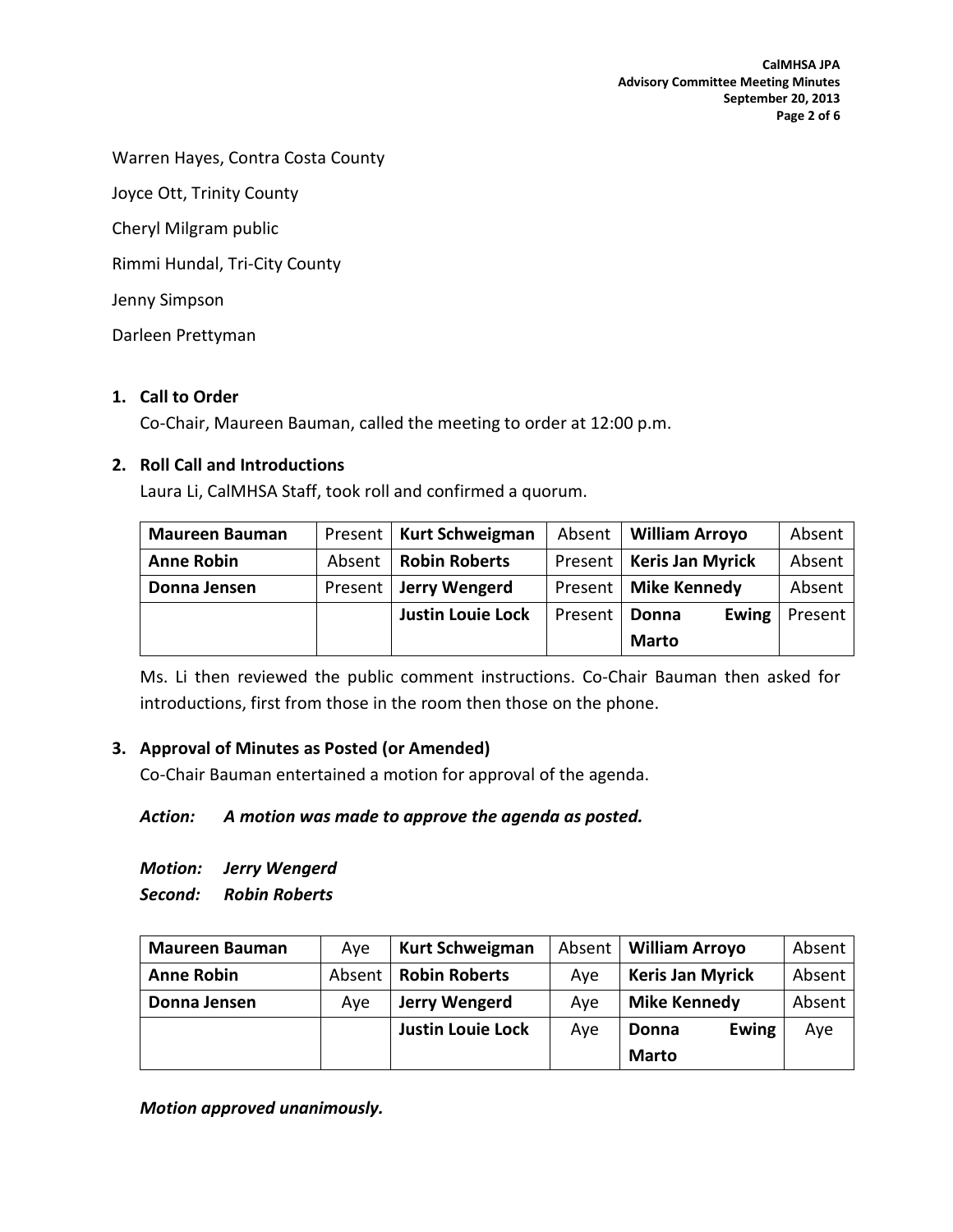Warren Hayes, Contra Costa County

Joyce Ott, Trinity County

Cheryl Milgram public

Rimmi Hundal, Tri-City County

Jenny Simpson

Darleen Prettyman

1. **Call to Order**

   Co-Chair, Maureen Bauman, called the meeting to order at 12:00 p.m.

2. **Roll Call and Introductions**

   Laura Li, CalMHSA Staff, took roll and confirmed a quorum.

| **Maureen Bauman** | Present | **Kurt Schweigman** | Absent | **William Arroyo** | Absent |
|---|---|---|---|---|---|
| **Anne Robin** | Absent | **Robin Roberts** | Present | **Keris Jan Myrick** | Absent |
| **Donna Jensen** | Present | **Jerry Wengerd** | Present | **Mike Kennedy** | Absent |
| | | **Justin Louie Lock** | Present | **Donna Ewing Marto** | Present |

   Ms. Li then reviewed the public comment instructions. Co-Chair Bauman then asked for introductions, first from those in the room then those on the phone.

3. **Approval of Minutes as Posted (or Amended)**

   Co-Chair Bauman entertained a motion for approval of the agenda.

   ***Action: A motion was made to approve the agenda as posted.***

   ***Motion: Jerry Wengerd***
   ***Second: Robin Roberts***

| **Maureen Bauman** | Aye | **Kurt Schweigman** | Absent | **William Arroyo** | Absent |
|---|---|---|---|---|---|
| **Anne Robin** | Absent | **Robin Roberts** | Aye | **Keris Jan Myrick** | Absent |
| **Donna Jensen** | Aye | **Jerry Wengerd** | Aye | **Mike Kennedy** | Absent |
| | | **Justin Louie Lock** | Aye | **Donna Ewing Marto** | Aye |

   ***Motion approved unanimously.***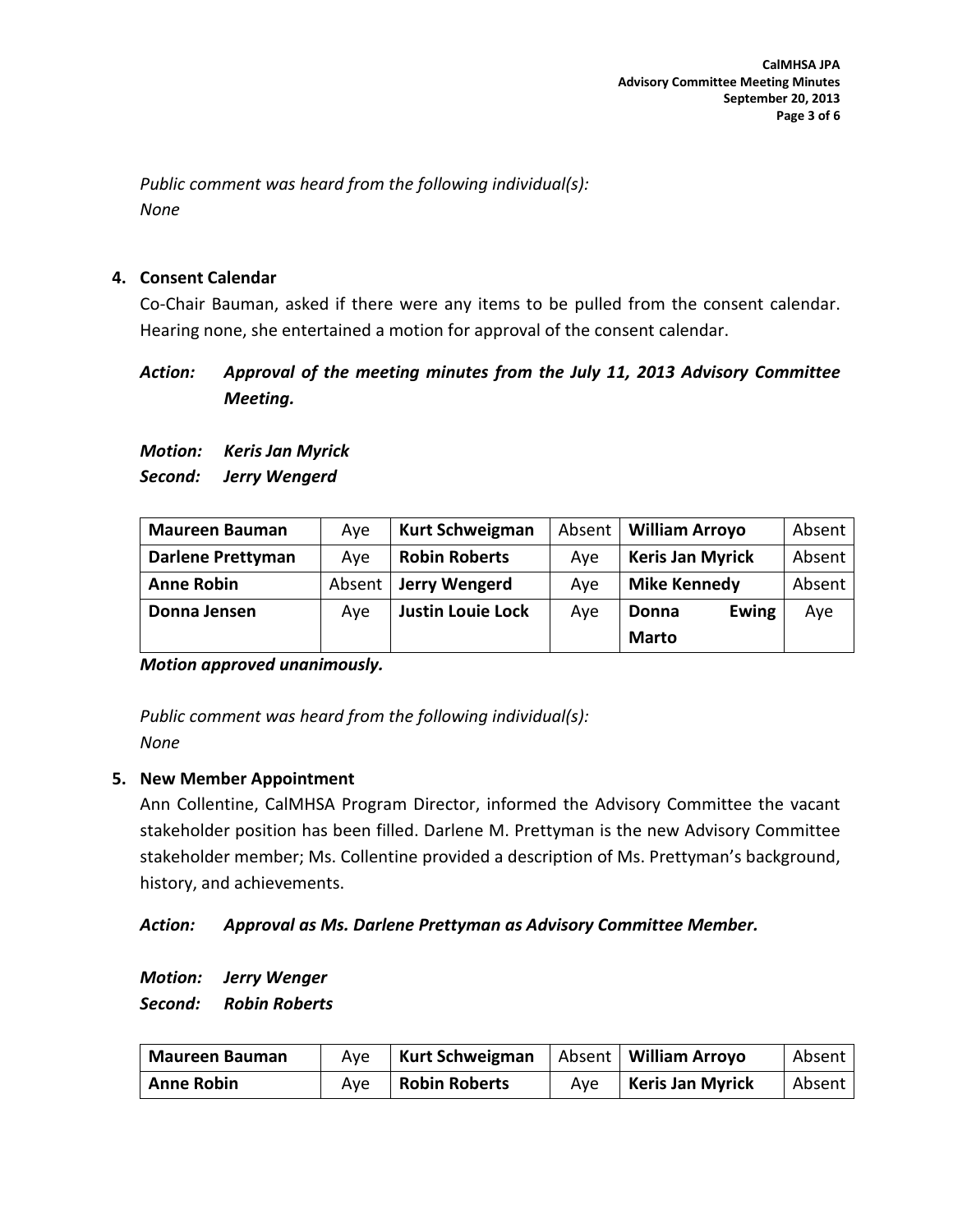*Public comment was heard from the following individual(s):*
*None*

**4. Consent Calendar**

Co-Chair Bauman, asked if there were any items to be pulled from the consent calendar. Hearing none, she entertained a motion for approval of the consent calendar.

***Action:*** ***Approval of the meeting minutes from the July 11, 2013 Advisory Committee Meeting.***

***Motion:*** ***Keris Jan Myrick***
***Second:*** ***Jerry Wengerd***

| **Maureen Bauman** | Aye | **Kurt Schweigman** | Absent | **William Arroyo** | Absent |
|---|---|---|---|---|---|
| **Darlene Prettyman** | Aye | **Robin Roberts** | Aye | **Keris Jan Myrick** | Absent |
| **Anne Robin** | Absent | **Jerry Wengerd** | Aye | **Mike Kennedy** | Absent |
| **Donna Jensen** | Aye | **Justin Louie Lock** | Aye | **Donna Ewing Marto** | Aye |

***Motion approved unanimously.***

*Public comment was heard from the following individual(s):*
*None*

**5. New Member Appointment**

Ann Collentine, CalMHSA Program Director, informed the Advisory Committee the vacant stakeholder position has been filled. Darlene M. Prettyman is the new Advisory Committee stakeholder member; Ms. Collentine provided a description of Ms. Prettyman's background, history, and achievements.

***Action:*** ***Approval as Ms. Darlene Prettyman as Advisory Committee Member.***

***Motion:*** ***Jerry Wenger***
***Second:*** ***Robin Roberts***

| **Maureen Bauman** | Aye | **Kurt Schweigman** | Absent | **William Arroyo** | Absent |
|---|---|---|---|---|---|
| **Anne Robin** | Aye | **Robin Roberts** | Aye | **Keris Jan Myrick** | Absent |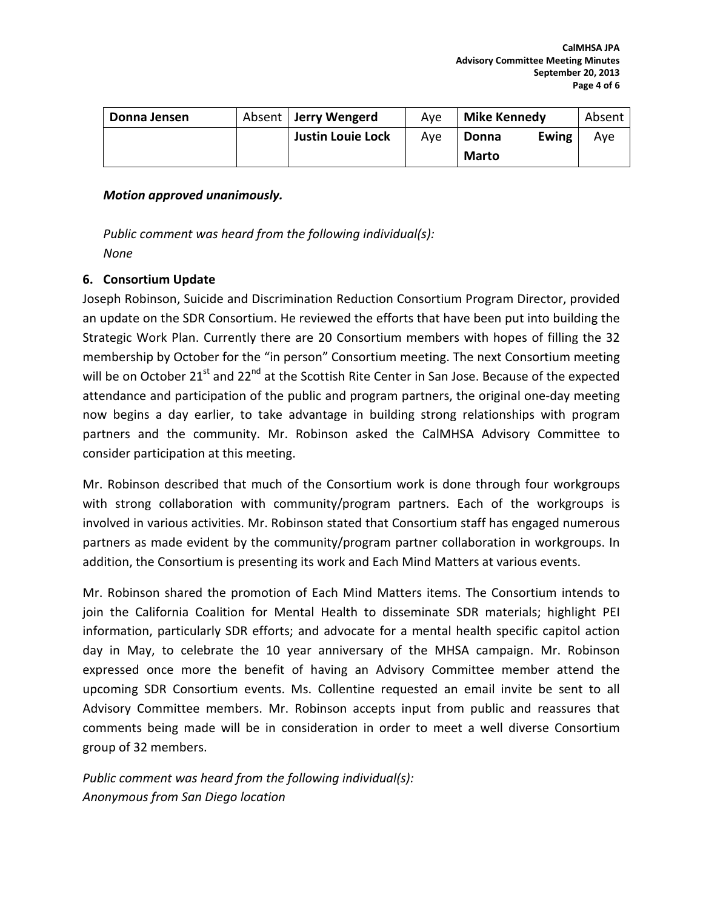| Donna Jensen | Absent | Jerry Wengerd | Aye | Mike Kennedy | Absent |
|---|---|---|---|---|---|
| | | Justin Louie Lock | Aye | Donna Ewing Marto | Aye |

***Motion approved unanimously.***

*Public comment was heard from the following individual(s):*
*None*

**6. Consortium Update**

Joseph Robinson, Suicide and Discrimination Reduction Consortium Program Director, provided an update on the SDR Consortium. He reviewed the efforts that have been put into building the Strategic Work Plan. Currently there are 20 Consortium members with hopes of filling the 32 membership by October for the "in person" Consortium meeting. The next Consortium meeting will be on October 21st and 22nd at the Scottish Rite Center in San Jose. Because of the expected attendance and participation of the public and program partners, the original one-day meeting now begins a day earlier, to take advantage in building strong relationships with program partners and the community. Mr. Robinson asked the CalMHSA Advisory Committee to consider participation at this meeting.

Mr. Robinson described that much of the Consortium work is done through four workgroups with strong collaboration with community/program partners. Each of the workgroups is involved in various activities. Mr. Robinson stated that Consortium staff has engaged numerous partners as made evident by the community/program partner collaboration in workgroups. In addition, the Consortium is presenting its work and Each Mind Matters at various events.

Mr. Robinson shared the promotion of Each Mind Matters items. The Consortium intends to join the California Coalition for Mental Health to disseminate SDR materials; highlight PEI information, particularly SDR efforts; and advocate for a mental health specific capitol action day in May, to celebrate the 10 year anniversary of the MHSA campaign. Mr. Robinson expressed once more the benefit of having an Advisory Committee member attend the upcoming SDR Consortium events. Ms. Collentine requested an email invite be sent to all Advisory Committee members. Mr. Robinson accepts input from public and reassures that comments being made will be in consideration in order to meet a well diverse Consortium group of 32 members.

*Public comment was heard from the following individual(s):*
*Anonymous from San Diego location*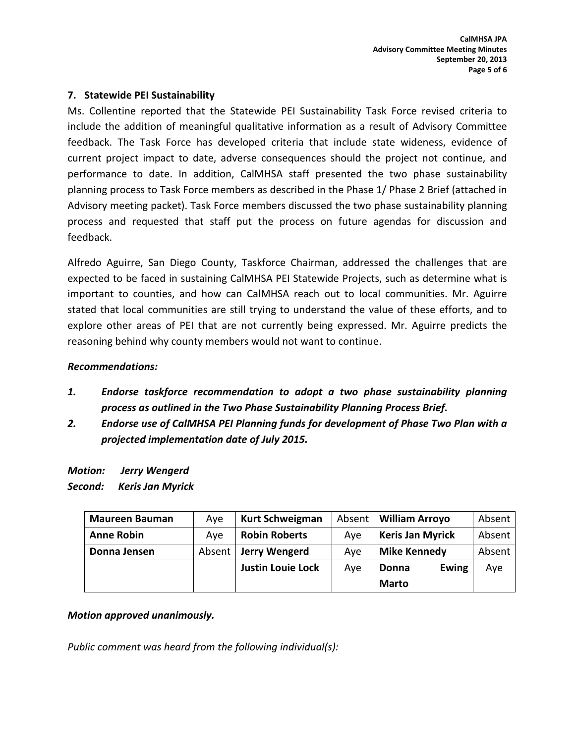## 7. Statewide PEI Sustainability

Ms. Collentine reported that the Statewide PEI Sustainability Task Force revised criteria to include the addition of meaningful qualitative information as a result of Advisory Committee feedback. The Task Force has developed criteria that include state wideness, evidence of current project impact to date, adverse consequences should the project not continue, and performance to date. In addition, CalMHSA staff presented the two phase sustainability planning process to Task Force members as described in the Phase 1/ Phase 2 Brief (attached in Advisory meeting packet). Task Force members discussed the two phase sustainability planning process and requested that staff put the process on future agendas for discussion and feedback.

Alfredo Aguirre, San Diego County, Taskforce Chairman, addressed the challenges that are expected to be faced in sustaining CalMHSA PEI Statewide Projects, such as determine what is important to counties, and how can CalMHSA reach out to local communities. Mr. Aguirre stated that local communities are still trying to understand the value of these efforts, and to explore other areas of PEI that are not currently being expressed. Mr. Aguirre predicts the reasoning behind why county members would not want to continue.

***Recommendations:***

1. ***Endorse taskforce recommendation to adopt a two phase sustainability planning process as outlined in the Two Phase Sustainability Planning Process Brief.***
2. ***Endorse use of CalMHSA PEI Planning funds for development of Phase Two Plan with a projected implementation date of July 2015.***

***Motion: Jerry Wengerd***
***Second: Keris Jan Myrick***

| **Maureen Bauman** | Aye | **Kurt Schweigman** | Absent | **William Arroyo** | Absent |
|---|---|---|---|---|---|
| **Anne Robin** | Aye | **Robin Roberts** | Aye | **Keris Jan Myrick** | Absent |
| **Donna Jensen** | Absent | **Jerry Wengerd** | Aye | **Mike Kennedy** | Absent |
| | | **Justin Louie Lock** | Aye | **Donna Ewing Marto** | Aye |

***Motion approved unanimously.***

*Public comment was heard from the following individual(s):*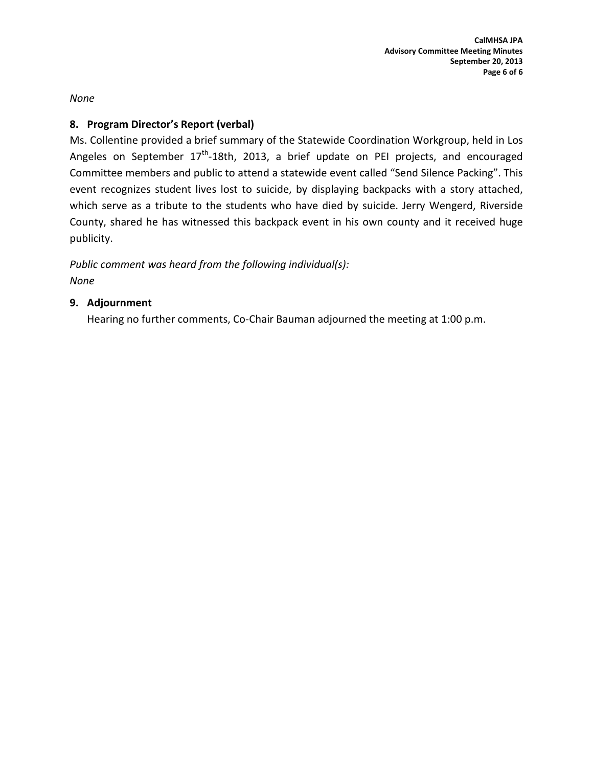*None*

## 8. Program Director's Report (verbal)

Ms. Collentine provided a brief summary of the Statewide Coordination Workgroup, held in Los Angeles on September 17th-18th, 2013, a brief update on PEI projects, and encouraged Committee members and public to attend a statewide event called "Send Silence Packing". This event recognizes student lives lost to suicide, by displaying backpacks with a story attached, which serve as a tribute to the students who have died by suicide. Jerry Wengerd, Riverside County, shared he has witnessed this backpack event in his own county and it received huge publicity.

*Public comment was heard from the following individual(s):*
*None*

## 9. Adjournment

Hearing no further comments, Co-Chair Bauman adjourned the meeting at 1:00 p.m.